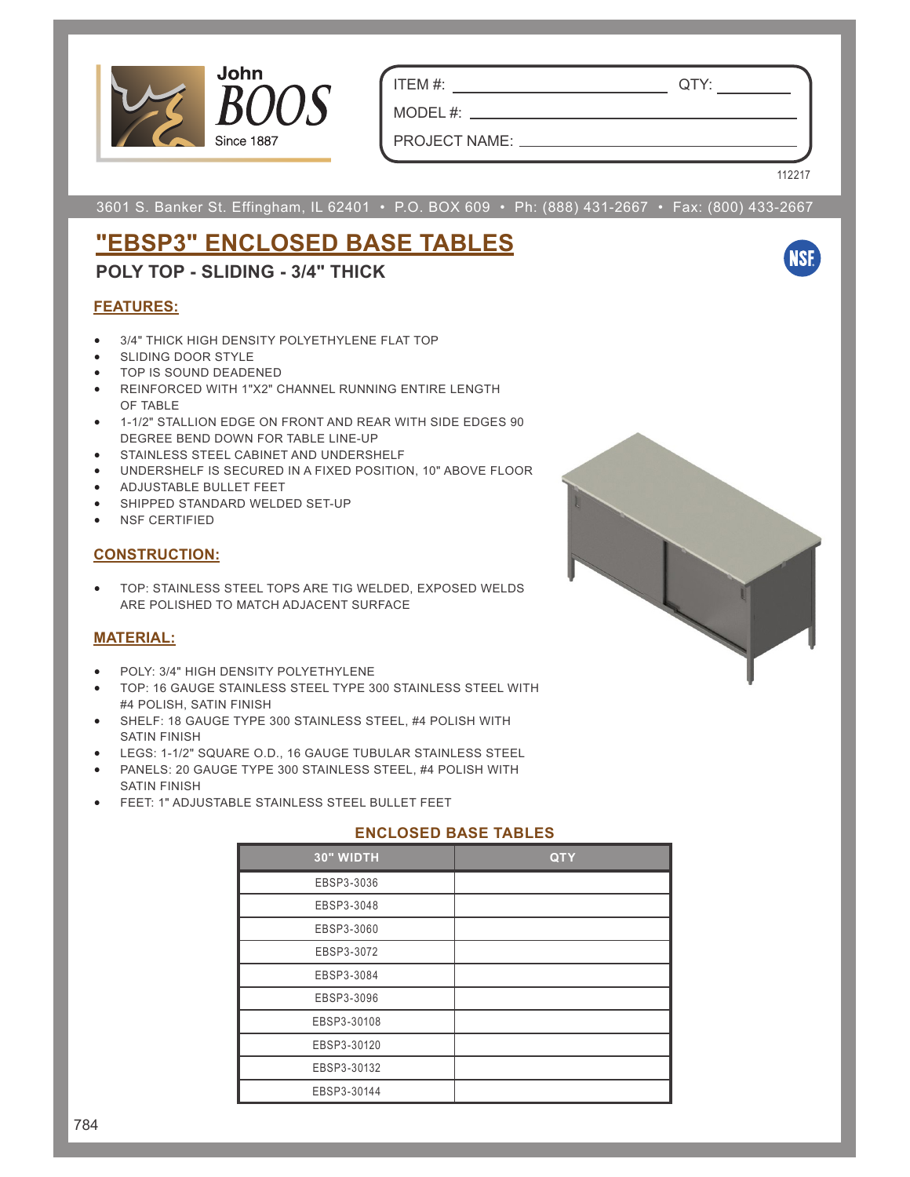John BOOS
Since 1887

ITEM #: ____________ QTY: ________

MODEL #: ____________

PROJECT NAME: ____________

112217

3601 S. Banker St. Effingham, IL 62401 • P.O. BOX 609 • Ph: (888) 431-2667 • Fax: (800) 433-2667

# "EBSP3" ENCLOSED BASE TABLES

## POLY TOP - SLIDING - 3/4" THICK

### FEATURES:

- 3/4" THICK HIGH DENSITY POLYETHYLENE FLAT TOP
- SLIDING DOOR STYLE
- TOP IS SOUND DEADENED
- REINFORCED WITH 1"X2" CHANNEL RUNNING ENTIRE LENGTH OF TABLE
- 1-1/2" STALLION EDGE ON FRONT AND REAR WITH SIDE EDGES 90 DEGREE BEND DOWN FOR TABLE LINE-UP
- STAINLESS STEEL CABINET AND UNDERSHELF
- UNDERSHELF IS SECURED IN A FIXED POSITION, 10" ABOVE FLOOR
- ADJUSTABLE BULLET FEET
- SHIPPED STANDARD WELDED SET-UP
- NSF CERTIFIED

### CONSTRUCTION:

- TOP: STAINLESS STEEL TOPS ARE TIG WELDED, EXPOSED WELDS ARE POLISHED TO MATCH ADJACENT SURFACE

### MATERIAL:

- POLY: 3/4" HIGH DENSITY POLYETHYLENE
- TOP: 16 GAUGE STAINLESS STEEL TYPE 300 STAINLESS STEEL WITH #4 POLISH, SATIN FINISH
- SHELF: 18 GAUGE TYPE 300 STAINLESS STEEL, #4 POLISH WITH SATIN FINISH
- LEGS: 1-1/2" SQUARE O.D., 16 GAUGE TUBULAR STAINLESS STEEL
- PANELS: 20 GAUGE TYPE 300 STAINLESS STEEL, #4 POLISH WITH SATIN FINISH
- FEET: 1" ADJUSTABLE STAINLESS STEEL BULLET FEET

### ENCLOSED BASE TABLES

| 30" WIDTH | QTY |
|---|---|
| EBSP3-3036 | |
| EBSP3-3048 | |
| EBSP3-3060 | |
| EBSP3-3072 | |
| EBSP3-3084 | |
| EBSP3-3096 | |
| EBSP3-30108 | |
| EBSP3-30120 | |
| EBSP3-30132 | |
| EBSP3-30144 | |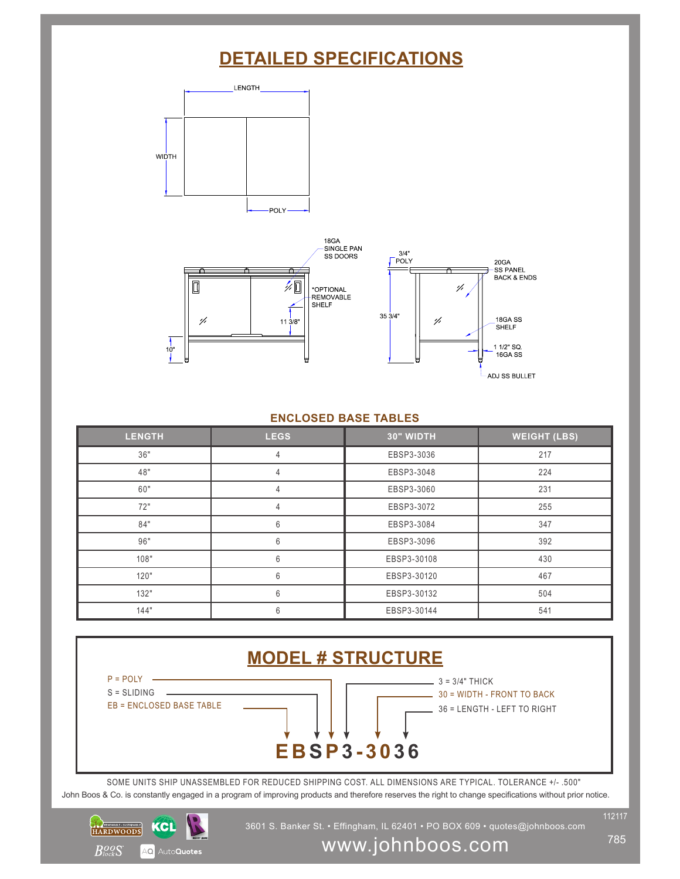# DETAILED SPECIFICATIONS

LENGTH

WIDTH

POLY

18GA SINGLE PAN SS DOORS

*OPTIONAL REMOVABLE SHELF

11 3/8"

10"

3/4" POLY

35 3/4"

20GA SS PANEL BACK & ENDS

18GA SS SHELF

1 1/2" SQ. 16GA SS

ADJ SS BULLET

### ENCLOSED BASE TABLES

| LENGTH | LEGS | 30" WIDTH | WEIGHT (LBS) |
|---|---|---|---|
| 36" | 4 | EBSP3-3036 | 217 |
| 48" | 4 | EBSP3-3048 | 224 |
| 60" | 4 | EBSP3-3060 | 231 |
| 72" | 4 | EBSP3-3072 | 255 |
| 84" | 6 | EBSP3-3084 | 347 |
| 96" | 6 | EBSP3-3096 | 392 |
| 108" | 6 | EBSP3-30108 | 430 |
| 120" | 6 | EBSP3-30120 | 467 |
| 132" | 6 | EBSP3-30132 | 504 |
| 144" | 6 | EBSP3-30144 | 541 |

## MODEL # STRUCTURE

- P = POLY
- S = SLIDING
- EB = ENCLOSED BASE TABLE
- 3 = 3/4" THICK
- 30 = WIDTH - FRONT TO BACK
- 36 = LENGTH - LEFT TO RIGHT

**EBSP3-3036**

SOME UNITS SHIP UNASSEMBLED FOR REDUCED SHIPPING COST. ALL DIMENSIONS ARE TYPICAL. TOLERANCE +/- .500"

John Boos & Co. is constantly engaged in a program of improving products and therefore reserves the right to change specifications without prior notice.

3601 S. Banker St. • Effingham, IL 62401 • PO BOX 609 • quotes@johnboos.com

www.johnboos.com

112117